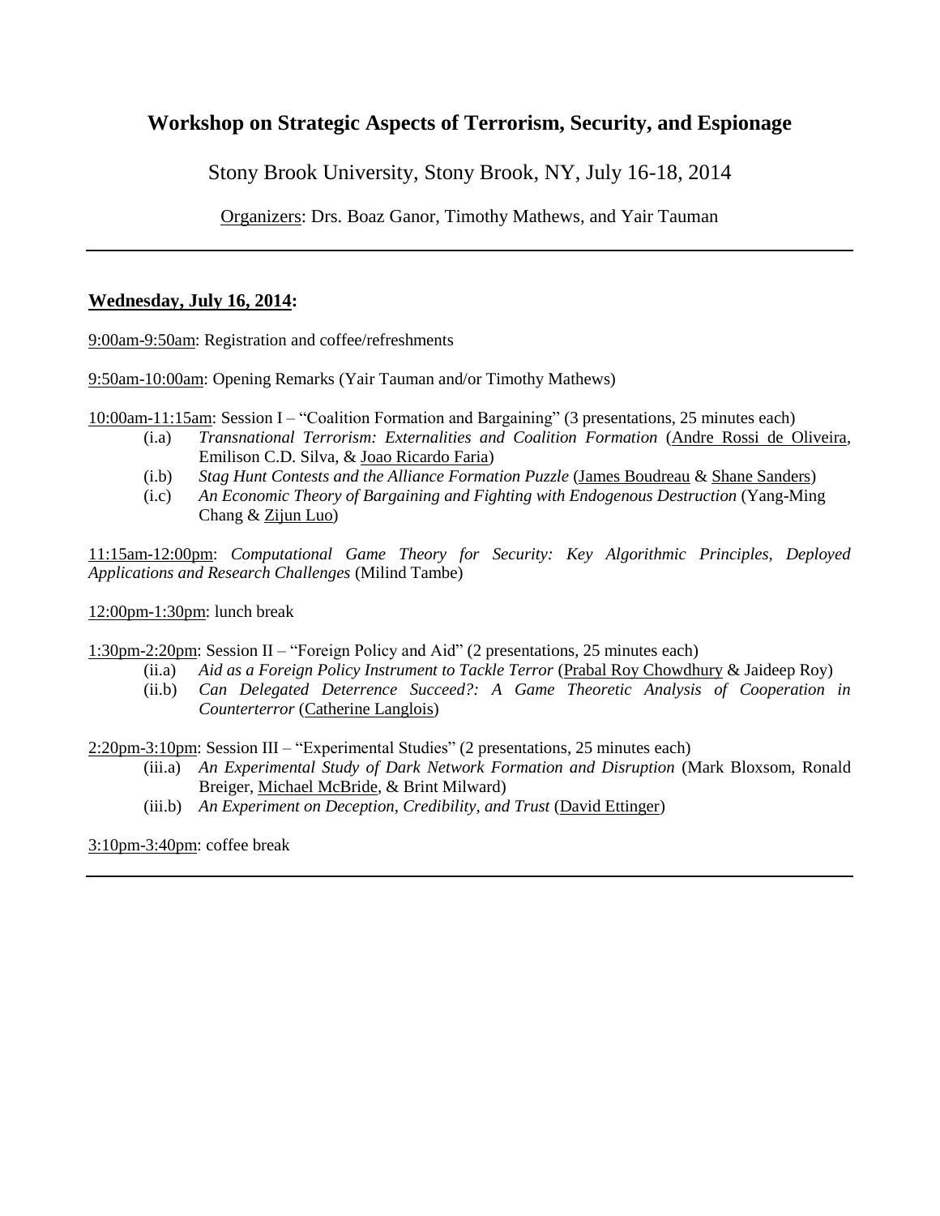# Workshop on Strategic Aspects of Terrorism, Security, and Espionage

Stony Brook University, Stony Brook, NY, July 16-18, 2014

Organizers: Drs. Boaz Ganor, Timothy Mathews, and Yair Tauman

---

**Wednesday, July 16, 2014:**

9:00am-9:50am: Registration and coffee/refreshments

9:50am-10:00am: Opening Remarks (Yair Tauman and/or Timothy Mathews)

10:00am-11:15am: Session I – "Coalition Formation and Bargaining" (3 presentations, 25 minutes each)

- (i.a) *Transnational Terrorism: Externalities and Coalition Formation* (Andre Rossi de Oliveira, Emilison C.D. Silva, & Joao Ricardo Faria)
- (i.b) *Stag Hunt Contests and the Alliance Formation Puzzle* (James Boudreau & Shane Sanders)
- (i.c) *An Economic Theory of Bargaining and Fighting with Endogenous Destruction* (Yang-Ming Chang & Zijun Luo)

11:15am-12:00pm: *Computational Game Theory for Security: Key Algorithmic Principles, Deployed Applications and Research Challenges* (Milind Tambe)

12:00pm-1:30pm: lunch break

1:30pm-2:20pm: Session II – "Foreign Policy and Aid" (2 presentations, 25 minutes each)

- (ii.a) *Aid as a Foreign Policy Instrument to Tackle Terror* (Prabal Roy Chowdhury & Jaideep Roy)
- (ii.b) *Can Delegated Deterrence Succeed?: A Game Theoretic Analysis of Cooperation in Counterterror* (Catherine Langlois)

2:20pm-3:10pm: Session III – "Experimental Studies" (2 presentations, 25 minutes each)

- (iii.a) *An Experimental Study of Dark Network Formation and Disruption* (Mark Bloxsom, Ronald Breiger, Michael McBride, & Brint Milward)
- (iii.b) *An Experiment on Deception, Credibility, and Trust* (David Ettinger)

3:10pm-3:40pm: coffee break

---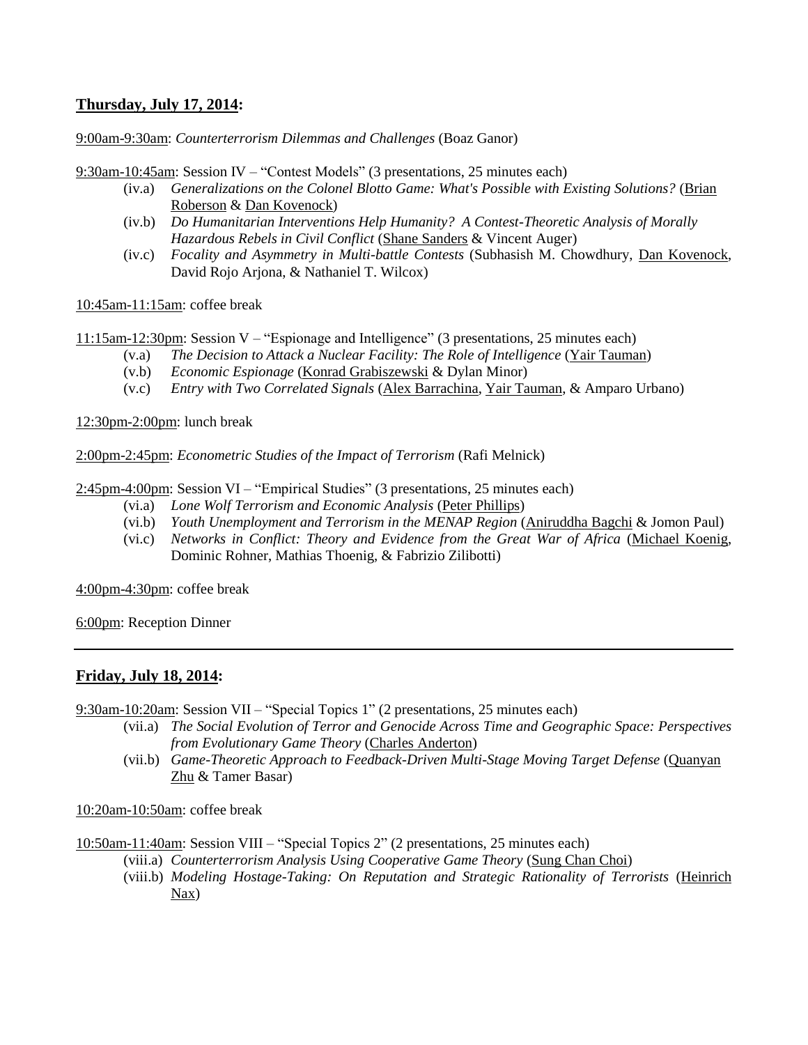## **Thursday, July 17, 2014:**

9:00am-9:30am: *Counterterrorism Dilemmas and Challenges* (Boaz Ganor)

9:30am-10:45am: Session IV – "Contest Models" (3 presentations, 25 minutes each)

- (iv.a) *Generalizations on the Colonel Blotto Game: What's Possible with Existing Solutions?* (Brian Roberson & Dan Kovenock)
- (iv.b) *Do Humanitarian Interventions Help Humanity? A Contest-Theoretic Analysis of Morally Hazardous Rebels in Civil Conflict* (Shane Sanders & Vincent Auger)
- (iv.c) *Focality and Asymmetry in Multi-battle Contests* (Subhasish M. Chowdhury, Dan Kovenock, David Rojo Arjona, & Nathaniel T. Wilcox)

10:45am-11:15am: coffee break

11:15am-12:30pm: Session V – "Espionage and Intelligence" (3 presentations, 25 minutes each)

- (v.a) *The Decision to Attack a Nuclear Facility: The Role of Intelligence* (Yair Tauman)
- (v.b) *Economic Espionage* (Konrad Grabiszewski & Dylan Minor)
- (v.c) *Entry with Two Correlated Signals* (Alex Barrachina, Yair Tauman, & Amparo Urbano)

12:30pm-2:00pm: lunch break

2:00pm-2:45pm: *Econometric Studies of the Impact of Terrorism* (Rafi Melnick)

2:45pm-4:00pm: Session VI – "Empirical Studies" (3 presentations, 25 minutes each)

- (vi.a) *Lone Wolf Terrorism and Economic Analysis* (Peter Phillips)
- (vi.b) *Youth Unemployment and Terrorism in the MENAP Region* (Aniruddha Bagchi & Jomon Paul)
- (vi.c) *Networks in Conflict: Theory and Evidence from the Great War of Africa* (Michael Koenig, Dominic Rohner, Mathias Thoenig, & Fabrizio Zilibotti)

4:00pm-4:30pm: coffee break

6:00pm: Reception Dinner

---

## **Friday, July 18, 2014:**

9:30am-10:20am: Session VII – "Special Topics 1" (2 presentations, 25 minutes each)

- (vii.a) *The Social Evolution of Terror and Genocide Across Time and Geographic Space: Perspectives from Evolutionary Game Theory* (Charles Anderton)
- (vii.b) *Game-Theoretic Approach to Feedback-Driven Multi-Stage Moving Target Defense* (Quanyan Zhu & Tamer Basar)

10:20am-10:50am: coffee break

10:50am-11:40am: Session VIII – "Special Topics 2" (2 presentations, 25 minutes each)

- (viii.a) *Counterterrorism Analysis Using Cooperative Game Theory* (Sung Chan Choi)
- (viii.b) *Modeling Hostage-Taking: On Reputation and Strategic Rationality of Terrorists* (Heinrich Nax)